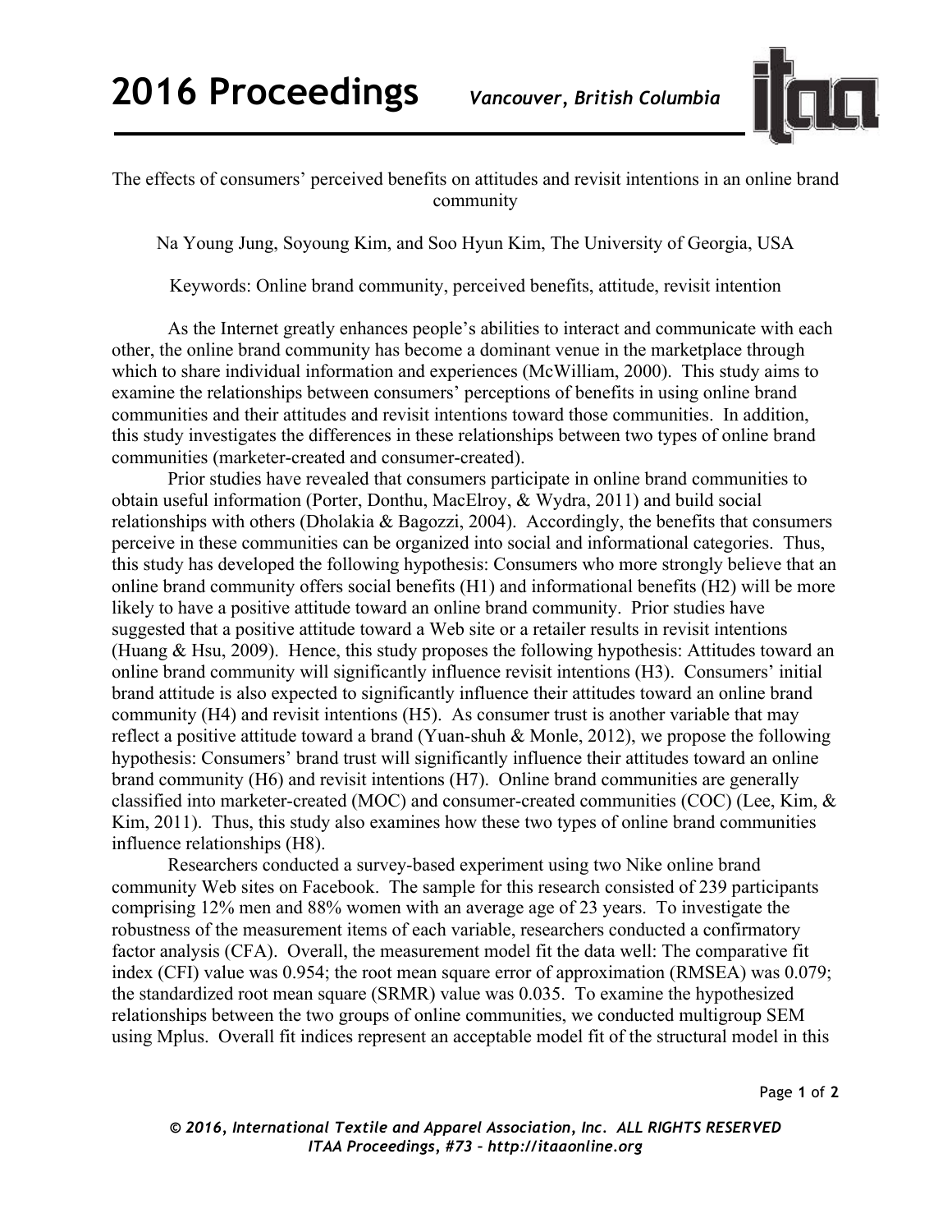The effects of consumers' perceived benefits on attitudes and revisit intentions in an online brand community

Na Young Jung, Soyoung Kim, and Soo Hyun Kim, The University of Georgia, USA

Keywords: Online brand community, perceived benefits, attitude, revisit intention

As the Internet greatly enhances people's abilities to interact and communicate with each other, the online brand community has become a dominant venue in the marketplace through which to share individual information and experiences (McWilliam, 2000). This study aims to examine the relationships between consumers' perceptions of benefits in using online brand communities and their attitudes and revisit intentions toward those communities. In addition, this study investigates the differences in these relationships between two types of online brand communities (marketer-created and consumer-created).

Prior studies have revealed that consumers participate in online brand communities to obtain useful information (Porter, Donthu, MacElroy, & Wydra, 2011) and build social relationships with others (Dholakia & Bagozzi, 2004). Accordingly, the benefits that consumers perceive in these communities can be organized into social and informational categories. Thus, this study has developed the following hypothesis: Consumers who more strongly believe that an online brand community offers social benefits (H1) and informational benefits (H2) will be more likely to have a positive attitude toward an online brand community. Prior studies have suggested that a positive attitude toward a Web site or a retailer results in revisit intentions (Huang & Hsu, 2009). Hence, this study proposes the following hypothesis: Attitudes toward an online brand community will significantly influence revisit intentions (H3). Consumers' initial brand attitude is also expected to significantly influence their attitudes toward an online brand community (H4) and revisit intentions (H5). As consumer trust is another variable that may reflect a positive attitude toward a brand (Yuan-shuh & Monle, 2012), we propose the following hypothesis: Consumers' brand trust will significantly influence their attitudes toward an online brand community (H6) and revisit intentions (H7). Online brand communities are generally classified into marketer-created (MOC) and consumer-created communities (COC) (Lee, Kim, & Kim, 2011). Thus, this study also examines how these two types of online brand communities influence relationships (H8).

Researchers conducted a survey-based experiment using two Nike online brand community Web sites on Facebook. The sample for this research consisted of 239 participants comprising 12% men and 88% women with an average age of 23 years. To investigate the robustness of the measurement items of each variable, researchers conducted a confirmatory factor analysis (CFA). Overall, the measurement model fit the data well: The comparative fit index (CFI) value was 0.954; the root mean square error of approximation (RMSEA) was 0.079; the standardized root mean square (SRMR) value was 0.035. To examine the hypothesized relationships between the two groups of online communities, we conducted multigroup SEM using Mplus. Overall fit indices represent an acceptable model fit of the structural model in this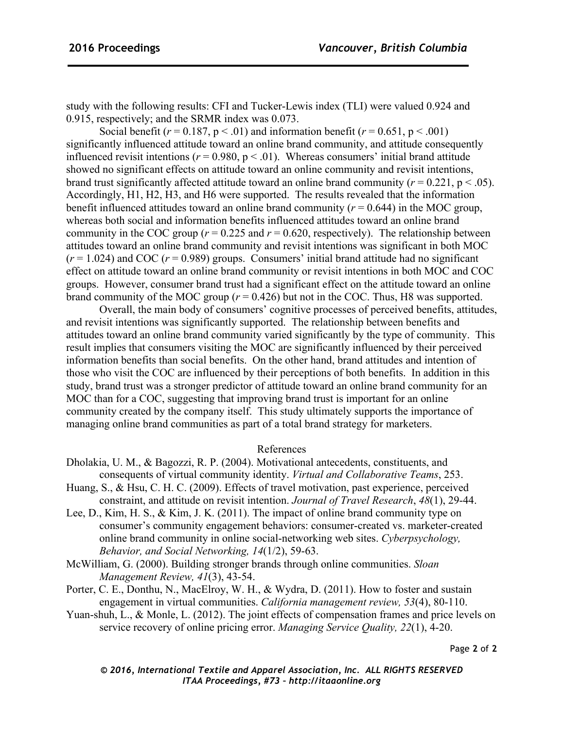study with the following results: CFI and Tucker-Lewis index (TLI) were valued 0.924 and 0.915, respectively; and the SRMR index was 0.073.

Social benefit ($r = 0.187$, $p < .01$) and information benefit ($r = 0.651$, $p < .001$) significantly influenced attitude toward an online brand community, and attitude consequently influenced revisit intentions ($r = 0.980$, $p < .01$). Whereas consumers' initial brand attitude showed no significant effects on attitude toward an online community and revisit intentions, brand trust significantly affected attitude toward an online brand community ($r = 0.221$, $p < .05$). Accordingly, H1, H2, H3, and H6 were supported. The results revealed that the information benefit influenced attitudes toward an online brand community ($r = 0.644$) in the MOC group, whereas both social and information benefits influenced attitudes toward an online brand community in the COC group ($r = 0.225$ and $r = 0.620$, respectively). The relationship between attitudes toward an online brand community and revisit intentions was significant in both MOC ($r = 1.024$) and COC ($r = 0.989$) groups. Consumers' initial brand attitude had no significant effect on attitude toward an online brand community or revisit intentions in both MOC and COC groups. However, consumer brand trust had a significant effect on the attitude toward an online brand community of the MOC group ($r = 0.426$) but not in the COC. Thus, H8 was supported.

Overall, the main body of consumers' cognitive processes of perceived benefits, attitudes, and revisit intentions was significantly supported. The relationship between benefits and attitudes toward an online brand community varied significantly by the type of community. This result implies that consumers visiting the MOC are significantly influenced by their perceived information benefits than social benefits. On the other hand, brand attitudes and intention of those who visit the COC are influenced by their perceptions of both benefits. In addition in this study, brand trust was a stronger predictor of attitude toward an online brand community for an MOC than for a COC, suggesting that improving brand trust is important for an online community created by the company itself. This study ultimately supports the importance of managing online brand communities as part of a total brand strategy for marketers.

## References

Dholakia, U. M., & Bagozzi, R. P. (2004). Motivational antecedents, constituents, and consequents of virtual community identity. *Virtual and Collaborative Teams*, 253.

Huang, S., & Hsu, C. H. C. (2009). Effects of travel motivation, past experience, perceived constraint, and attitude on revisit intention. *Journal of Travel Research*, *48*(1), 29-44.

Lee, D., Kim, H. S., & Kim, J. K. (2011). The impact of online brand community type on consumer's community engagement behaviors: consumer-created vs. marketer-created online brand community in online social-networking web sites. *Cyberpsychology, Behavior, and Social Networking, 14*(1/2), 59-63.

McWilliam, G. (2000). Building stronger brands through online communities. *Sloan Management Review, 41*(3), 43-54.

Porter, C. E., Donthu, N., MacElroy, W. H., & Wydra, D. (2011). How to foster and sustain engagement in virtual communities. *California management review, 53*(4), 80-110.

Yuan-shuh, L., & Monle, L. (2012). The joint effects of compensation frames and price levels on service recovery of online pricing error. *Managing Service Quality, 22*(1), 4-20.